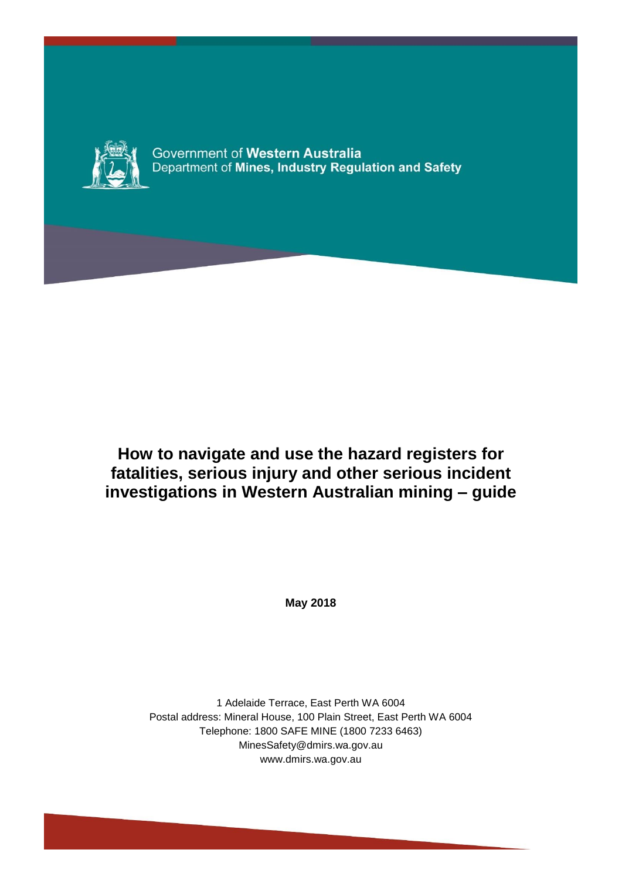Government of **Western Australia**
Department of **Mines, Industry Regulation and Safety**

# How to navigate and use the hazard registers for fatalities, serious injury and other serious incident investigations in Western Australian mining – guide

**May 2018**

1 Adelaide Terrace, East Perth WA 6004
Postal address: Mineral House, 100 Plain Street, East Perth WA 6004
Telephone: 1800 SAFE MINE (1800 7233 6463)
MinesSafety@dmirs.wa.gov.au
www.dmirs.wa.gov.au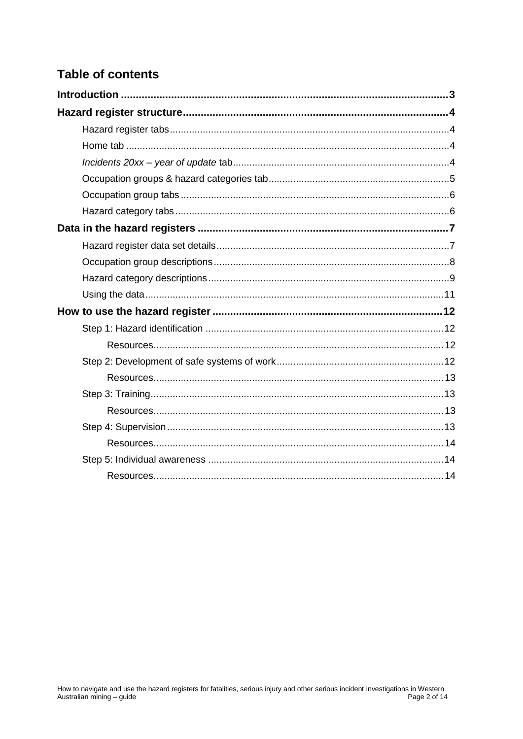## Table of contents

**Introduction** ..... 3

**Hazard register structure** ..... 4

- Hazard register tabs ..... 4
- Home tab ..... 4
- *Incidents 20xx – year of update* tab ..... 4
- Occupation groups & hazard categories tab ..... 5
- Occupation group tabs ..... 6
- Hazard category tabs ..... 6

**Data in the hazard registers** ..... 7

- Hazard register data set details ..... 7
- Occupation group descriptions ..... 8
- Hazard category descriptions ..... 9
- Using the data ..... 11

**How to use the hazard register** ..... 12

- Step 1: Hazard identification ..... 12
  - Resources ..... 12
- Step 2: Development of safe systems of work ..... 12
  - Resources ..... 13
- Step 3: Training ..... 13
  - Resources ..... 13
- Step 4: Supervision ..... 13
  - Resources ..... 14
- Step 5: Individual awareness ..... 14
  - Resources ..... 14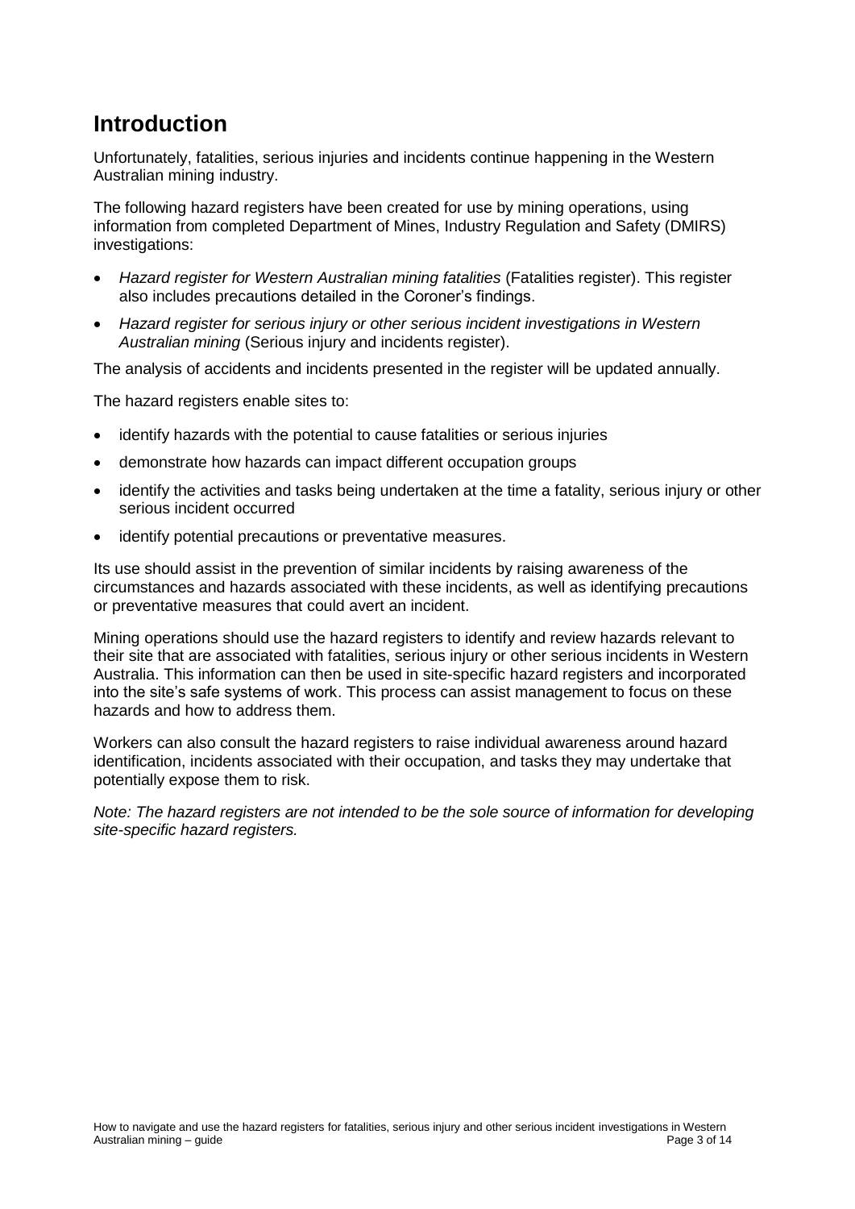## Introduction

Unfortunately, fatalities, serious injuries and incidents continue happening in the Western Australian mining industry.

The following hazard registers have been created for use by mining operations, using information from completed Department of Mines, Industry Regulation and Safety (DMIRS) investigations:

- *Hazard register for Western Australian mining fatalities* (Fatalities register). This register also includes precautions detailed in the Coroner's findings.
- *Hazard register for serious injury or other serious incident investigations in Western Australian mining* (Serious injury and incidents register).

The analysis of accidents and incidents presented in the register will be updated annually.

The hazard registers enable sites to:

- identify hazards with the potential to cause fatalities or serious injuries
- demonstrate how hazards can impact different occupation groups
- identify the activities and tasks being undertaken at the time a fatality, serious injury or other serious incident occurred
- identify potential precautions or preventative measures.

Its use should assist in the prevention of similar incidents by raising awareness of the circumstances and hazards associated with these incidents, as well as identifying precautions or preventative measures that could avert an incident.

Mining operations should use the hazard registers to identify and review hazards relevant to their site that are associated with fatalities, serious injury or other serious incidents in Western Australia. This information can then be used in site-specific hazard registers and incorporated into the site's safe systems of work. This process can assist management to focus on these hazards and how to address them.

Workers can also consult the hazard registers to raise individual awareness around hazard identification, incidents associated with their occupation, and tasks they may undertake that potentially expose them to risk.

*Note: The hazard registers are not intended to be the sole source of information for developing site-specific hazard registers.*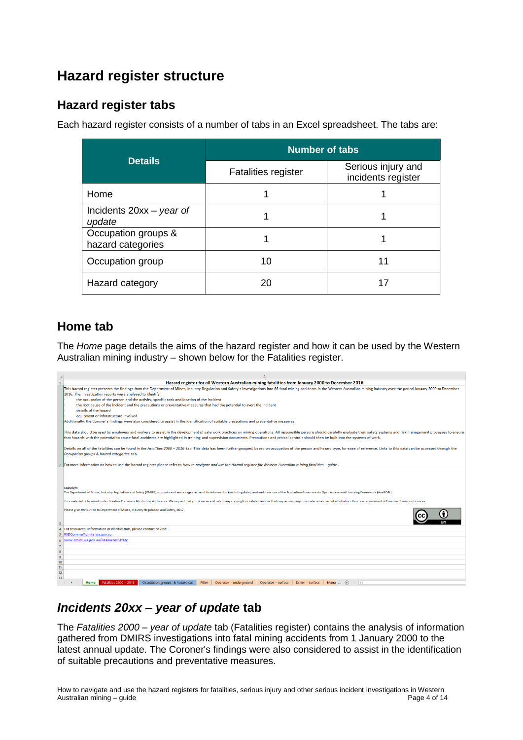# Hazard register structure

## Hazard register tabs

Each hazard register consists of a number of tabs in an Excel spreadsheet. The tabs are:

| Details | Number of tabs | |
|---|---|---|
| | Fatalities register | Serious injury and incidents register |
| Home | 1 | 1 |
| Incidents 20xx – *year of update* | 1 | 1 |
| Occupation groups & hazard categories | 1 | 1 |
| Occupation group | 10 | 11 |
| Hazard category | 20 | 17 |

## Home tab

The *Home* page details the aims of the hazard register and how it can be used by the Western Australian mining industry – shown below for the Fatalities register.

## *Incidents 20xx – year of update* tab

The *Fatalities 2000 – year of update* tab (Fatalities register) contains the analysis of information gathered from DMIRS investigations into fatal mining accidents from 1 January 2000 to the latest annual update. The Coroner's findings were also considered to assist in the identification of suitable precautions and preventative measures.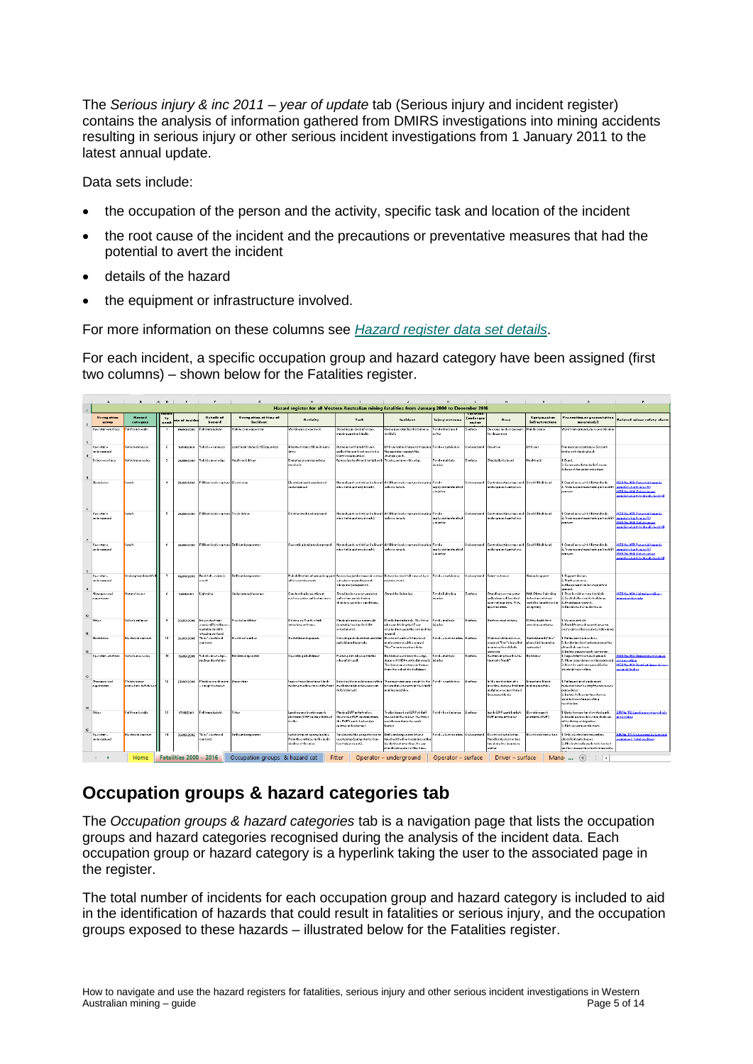The *Serious injury & inc 2011 – year of update* tab (Serious injury and incident register) contains the analysis of information gathered from DMIRS investigations into mining accidents resulting in serious injury or other serious incident investigations from 1 January 2011 to the latest annual update.

Data sets include:

- the occupation of the person and the activity, specific task and location of the incident
- the root cause of the incident and the precautions or preventative measures that had the potential to avert the incident
- details of the hazard
- the equipment or infrastructure involved.

For more information on these columns see [Hazard register data set details](#).

For each incident, a specific occupation group and hazard category have been assigned (first two columns) – shown below for the Fatalities register.

## Occupation groups & hazard categories tab

The *Occupation groups & hazard categories* tab is a navigation page that lists the occupation groups and hazard categories recognised during the analysis of the incident data. Each occupation group or hazard category is a hyperlink taking the user to the associated page in the register.

The total number of incidents for each occupation group and hazard category is included to aid in the identification of hazards that could result in fatalities or serious injury, and the occupation groups exposed to these hazards – illustrated below for the Fatalities register.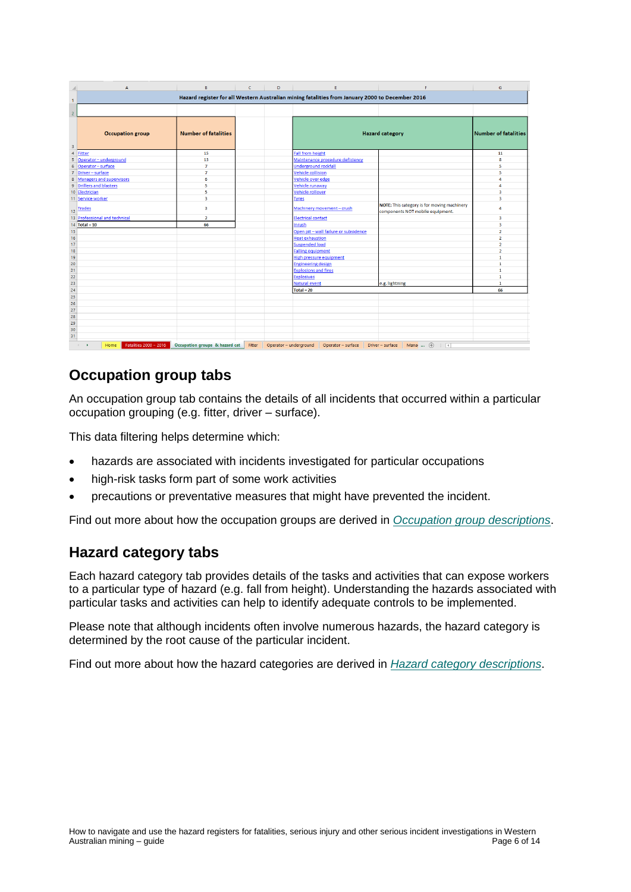**Hazard register for all Western Australian mining fatalities from January 2000 to December 2016**

| Occupation group | Number of fatalities | Hazard category | | Number of fatalities |
|---|---|---|---|---|
| Fitter | 15 | Fall from height | | 11 |
| Operator – underground | 13 | Maintenance procedure deficiency | | 8 |
| Operator – surface | 7 | Underground rockfall | | 5 |
| Driver – surface | 7 | Vehicle collision | | 5 |
| Managers and supervisors | 6 | Vehicle over edge | | 4 |
| Drillers and blasters | 5 | Vehicle runaway | | 4 |
| Electrician | 5 | Vehicle rollover | | 3 |
| Service worker | 3 | Tyres | | 3 |
| Trades | 3 | Machinery movement – crush | NOTE: This category is for moving machinery components NOT mobile equipment. | 4 |
| Professional and technical | 2 | Electrical contact | | 3 |
| Total = 10 | 66 | Inrush | | 3 |
| | | Open pit – wall failure or subsidence | | 2 |
| | | Heat exhaustion | | 2 |
| | | Suspended load | | 2 |
| | | Falling equipment | | 2 |
| | | High pressure equipment | | 1 |
| | | Engineering design | | 1 |
| | | Explosions and fires | | 1 |
| | | Explosives | | 1 |
| | | Natural event | e.g. lightning | 1 |
| | | Total = 20 | | 66 |

## Occupation group tabs

An occupation group tab contains the details of all incidents that occurred within a particular occupation grouping (e.g. fitter, driver – surface).

This data filtering helps determine which:

- hazards are associated with incidents investigated for particular occupations
- high-risk tasks form part of some work activities
- precautions or preventative measures that might have prevented the incident.

Find out more about how the occupation groups are derived in *Occupation group descriptions*.

## Hazard category tabs

Each hazard category tab provides details of the tasks and activities that can expose workers to a particular type of hazard (e.g. fall from height). Understanding the hazards associated with particular tasks and activities can help to identify adequate controls to be implemented.

Please note that although incidents often involve numerous hazards, the hazard category is determined by the root cause of the particular incident.

Find out more about how the hazard categories are derived in *Hazard category descriptions*.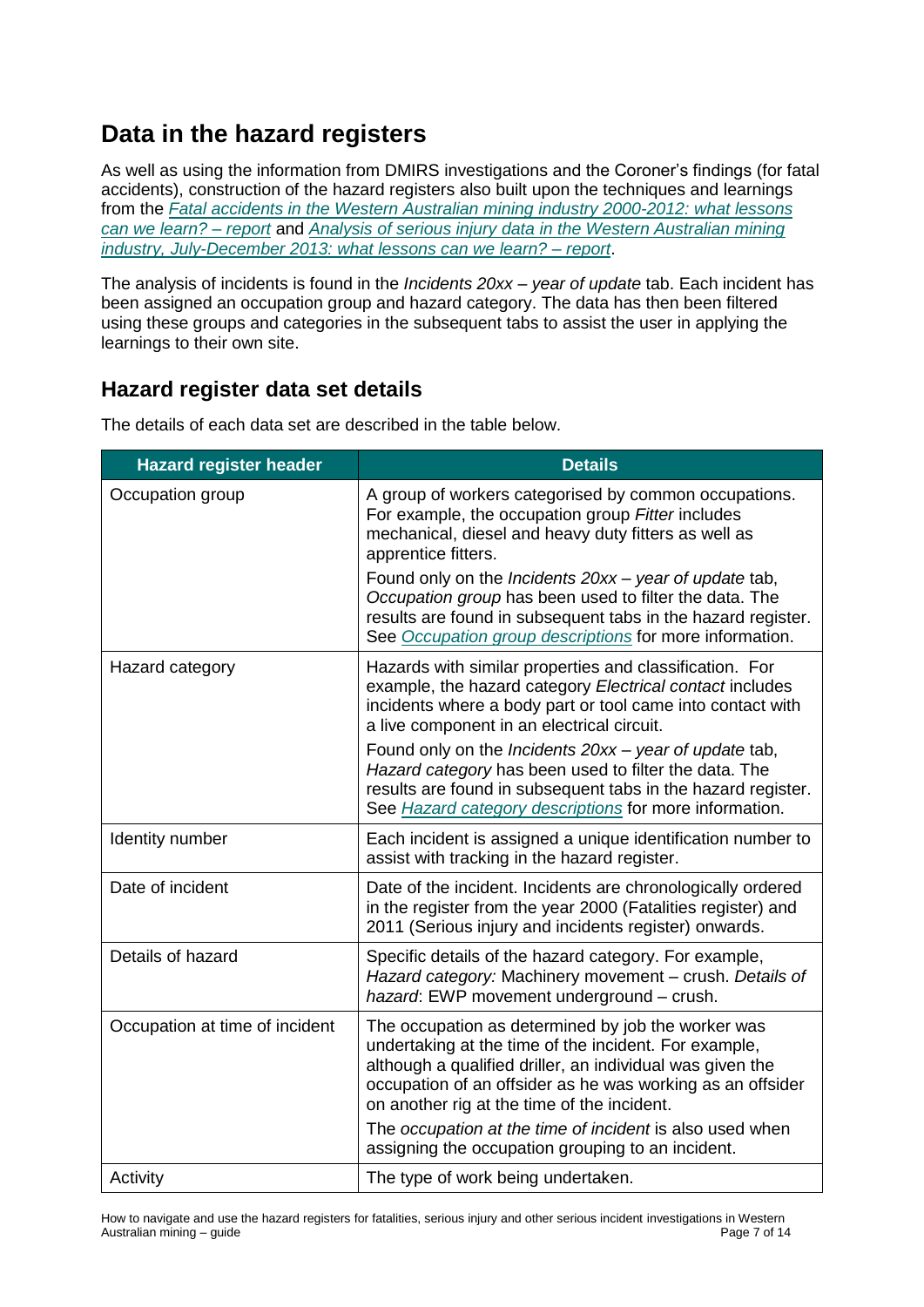## Data in the hazard registers

As well as using the information from DMIRS investigations and the Coroner's findings (for fatal accidents), construction of the hazard registers also built upon the techniques and learnings from the *Fatal accidents in the Western Australian mining industry 2000-2012: what lessons can we learn? – report* and *Analysis of serious injury data in the Western Australian mining industry, July-December 2013: what lessons can we learn? – report*.

The analysis of incidents is found in the *Incidents 20xx – year of update* tab. Each incident has been assigned an occupation group and hazard category. The data has then been filtered using these groups and categories in the subsequent tabs to assist the user in applying the learnings to their own site.

### Hazard register data set details

The details of each data set are described in the table below.

| Hazard register header | Details |
|---|---|
| Occupation group | A group of workers categorised by common occupations. For example, the occupation group *Fitter* includes mechanical, diesel and heavy duty fitters as well as apprentice fitters.<br><br>Found only on the *Incidents 20xx – year of update* tab, *Occupation group* has been used to filter the data. The results are found in subsequent tabs in the hazard register. See *Occupation group descriptions* for more information. |
| Hazard category | Hazards with similar properties and classification. For example, the hazard category *Electrical contact* includes incidents where a body part or tool came into contact with a live component in an electrical circuit.<br><br>Found only on the *Incidents 20xx – year of update* tab, *Hazard category* has been used to filter the data. The results are found in subsequent tabs in the hazard register. See *Hazard category descriptions* for more information. |
| Identity number | Each incident is assigned a unique identification number to assist with tracking in the hazard register. |
| Date of incident | Date of the incident. Incidents are chronologically ordered in the register from the year 2000 (Fatalities register) and 2011 (Serious injury and incidents register) onwards. |
| Details of hazard | Specific details of the hazard category. For example, *Hazard category:* Machinery movement – crush. *Details of hazard*: EWP movement underground – crush. |
| Occupation at time of incident | The occupation as determined by job the worker was undertaking at the time of the incident. For example, although a qualified driller, an individual was given the occupation of an offsider as he was working as an offsider on another rig at the time of the incident.<br><br>The *occupation at the time of incident* is also used when assigning the occupation grouping to an incident. |
| Activity | The type of work being undertaken. |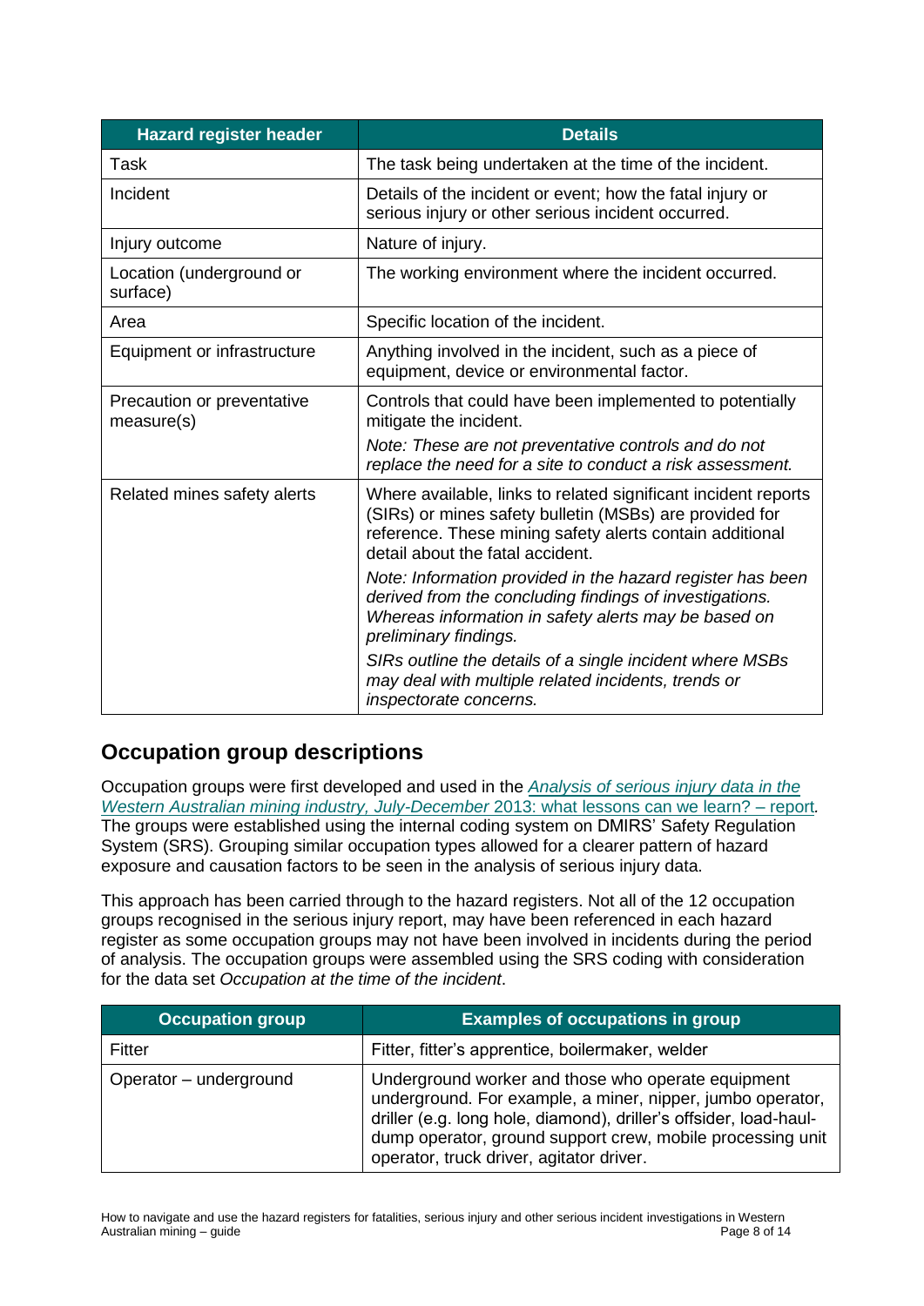| Hazard register header | Details |
| --- | --- |
| Task | The task being undertaken at the time of the incident. |
| Incident | Details of the incident or event; how the fatal injury or serious injury or other serious incident occurred. |
| Injury outcome | Nature of injury. |
| Location (underground or surface) | The working environment where the incident occurred. |
| Area | Specific location of the incident. |
| Equipment or infrastructure | Anything involved in the incident, such as a piece of equipment, device or environmental factor. |
| Precaution or preventative measure(s) | Controls that could have been implemented to potentially mitigate the incident. *Note: These are not preventative controls and do not replace the need for a site to conduct a risk assessment.* |
| Related mines safety alerts | Where available, links to related significant incident reports (SIRs) or mines safety bulletin (MSBs) are provided for reference. These mining safety alerts contain additional detail about the fatal accident. *Note: Information provided in the hazard register has been derived from the concluding findings of investigations. Whereas information in safety alerts may be based on preliminary findings.* *SIRs outline the details of a single incident where MSBs may deal with multiple related incidents, trends or inspectorate concerns.* |

## Occupation group descriptions

Occupation groups were first developed and used in the *Analysis of serious injury data in the Western Australian mining industry, July-December* 2013: what lessons can we learn? – report. The groups were established using the internal coding system on DMIRS' Safety Regulation System (SRS). Grouping similar occupation types allowed for a clearer pattern of hazard exposure and causation factors to be seen in the analysis of serious injury data.

This approach has been carried through to the hazard registers. Not all of the 12 occupation groups recognised in the serious injury report, may have been referenced in each hazard register as some occupation groups may not have been involved in incidents during the period of analysis. The occupation groups were assembled using the SRS coding with consideration for the data set *Occupation at the time of the incident*.

| Occupation group | Examples of occupations in group |
| --- | --- |
| Fitter | Fitter, fitter's apprentice, boilermaker, welder |
| Operator – underground | Underground worker and those who operate equipment underground. For example, a miner, nipper, jumbo operator, driller (e.g. long hole, diamond), driller's offsider, load-haul-dump operator, ground support crew, mobile processing unit operator, truck driver, agitator driver. |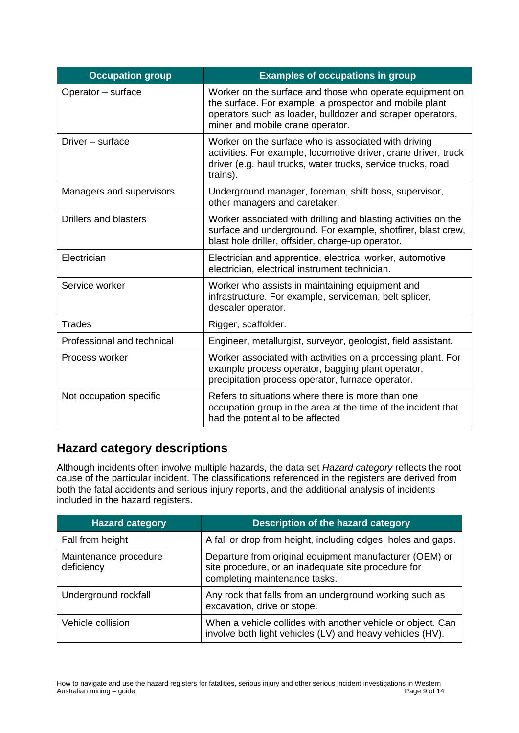| Occupation group | Examples of occupations in group |
|---|---|
| Operator – surface | Worker on the surface and those who operate equipment on the surface. For example, a prospector and mobile plant operators such as loader, bulldozer and scraper operators, miner and mobile crane operator. |
| Driver – surface | Worker on the surface who is associated with driving activities. For example, locomotive driver, crane driver, truck driver (e.g. haul trucks, water trucks, service trucks, road trains). |
| Managers and supervisors | Underground manager, foreman, shift boss, supervisor, other managers and caretaker. |
| Drillers and blasters | Worker associated with drilling and blasting activities on the surface and underground. For example, shotfirer, blast crew, blast hole driller, offsider, charge-up operator. |
| Electrician | Electrician and apprentice, electrical worker, automotive electrician, electrical instrument technician. |
| Service worker | Worker who assists in maintaining equipment and infrastructure. For example, serviceman, belt splicer, descaler operator. |
| Trades | Rigger, scaffolder. |
| Professional and technical | Engineer, metallurgist, surveyor, geologist, field assistant. |
| Process worker | Worker associated with activities on a processing plant. For example process operator, bagging plant operator, precipitation process operator, furnace operator. |
| Not occupation specific | Refers to situations where there is more than one occupation group in the area at the time of the incident that had the potential to be affected |

## Hazard category descriptions

Although incidents often involve multiple hazards, the data set *Hazard category* reflects the root cause of the particular incident. The classifications referenced in the registers are derived from both the fatal accidents and serious injury reports, and the additional analysis of incidents included in the hazard registers.

| Hazard category | Description of the hazard category |
|---|---|
| Fall from height | A fall or drop from height, including edges, holes and gaps. |
| Maintenance procedure deficiency | Departure from original equipment manufacturer (OEM) or site procedure, or an inadequate site procedure for completing maintenance tasks. |
| Underground rockfall | Any rock that falls from an underground working such as excavation, drive or stope. |
| Vehicle collision | When a vehicle collides with another vehicle or object. Can involve both light vehicles (LV) and heavy vehicles (HV). |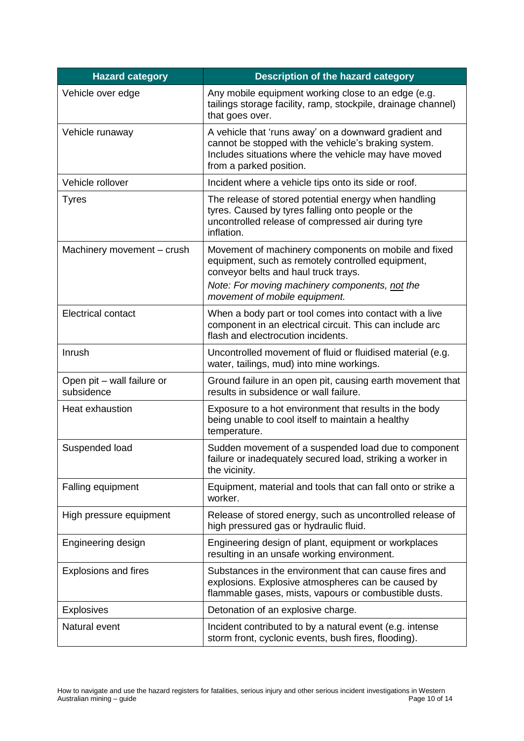| Hazard category | Description of the hazard category |
| --- | --- |
| Vehicle over edge | Any mobile equipment working close to an edge (e.g. tailings storage facility, ramp, stockpile, drainage channel) that goes over. |
| Vehicle runaway | A vehicle that 'runs away' on a downward gradient and cannot be stopped with the vehicle's braking system. Includes situations where the vehicle may have moved from a parked position. |
| Vehicle rollover | Incident where a vehicle tips onto its side or roof. |
| Tyres | The release of stored potential energy when handling tyres. Caused by tyres falling onto people or the uncontrolled release of compressed air during tyre inflation. |
| Machinery movement – crush | Movement of machinery components on mobile and fixed equipment, such as remotely controlled equipment, conveyor belts and haul truck trays. *Note: For moving machinery components, not the movement of mobile equipment.* |
| Electrical contact | When a body part or tool comes into contact with a live component in an electrical circuit. This can include arc flash and electrocution incidents. |
| Inrush | Uncontrolled movement of fluid or fluidised material (e.g. water, tailings, mud) into mine workings. |
| Open pit – wall failure or subsidence | Ground failure in an open pit, causing earth movement that results in subsidence or wall failure. |
| Heat exhaustion | Exposure to a hot environment that results in the body being unable to cool itself to maintain a healthy temperature. |
| Suspended load | Sudden movement of a suspended load due to component failure or inadequately secured load, striking a worker in the vicinity. |
| Falling equipment | Equipment, material and tools that can fall onto or strike a worker. |
| High pressure equipment | Release of stored energy, such as uncontrolled release of high pressured gas or hydraulic fluid. |
| Engineering design | Engineering design of plant, equipment or workplaces resulting in an unsafe working environment. |
| Explosions and fires | Substances in the environment that can cause fires and explosions. Explosive atmospheres can be caused by flammable gases, mists, vapours or combustible dusts. |
| Explosives | Detonation of an explosive charge. |
| Natural event | Incident contributed to by a natural event (e.g. intense storm front, cyclonic events, bush fires, flooding). |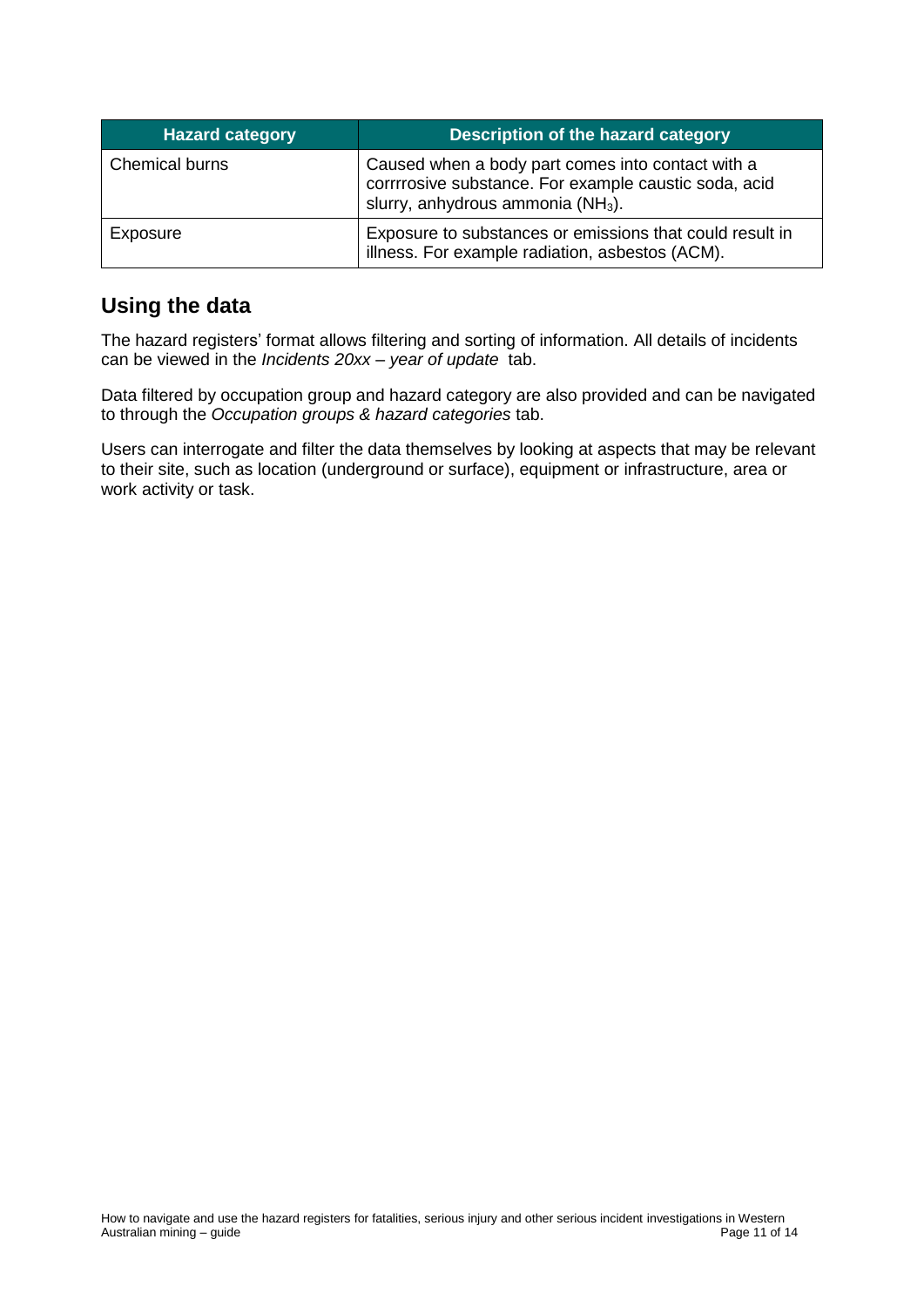| Hazard category | Description of the hazard category |
| --- | --- |
| Chemical burns | Caused when a body part comes into contact with a corrrrosive substance. For example caustic soda, acid slurry, anhydrous ammonia ($NH_3$). |
| Exposure | Exposure to substances or emissions that could result in illness. For example radiation, asbestos (ACM). |

## Using the data

The hazard registers' format allows filtering and sorting of information. All details of incidents can be viewed in the *Incidents 20xx – year of update* tab.

Data filtered by occupation group and hazard category are also provided and can be navigated to through the *Occupation groups & hazard categories* tab.

Users can interrogate and filter the data themselves by looking at aspects that may be relevant to their site, such as location (underground or surface), equipment or infrastructure, area or work activity or task.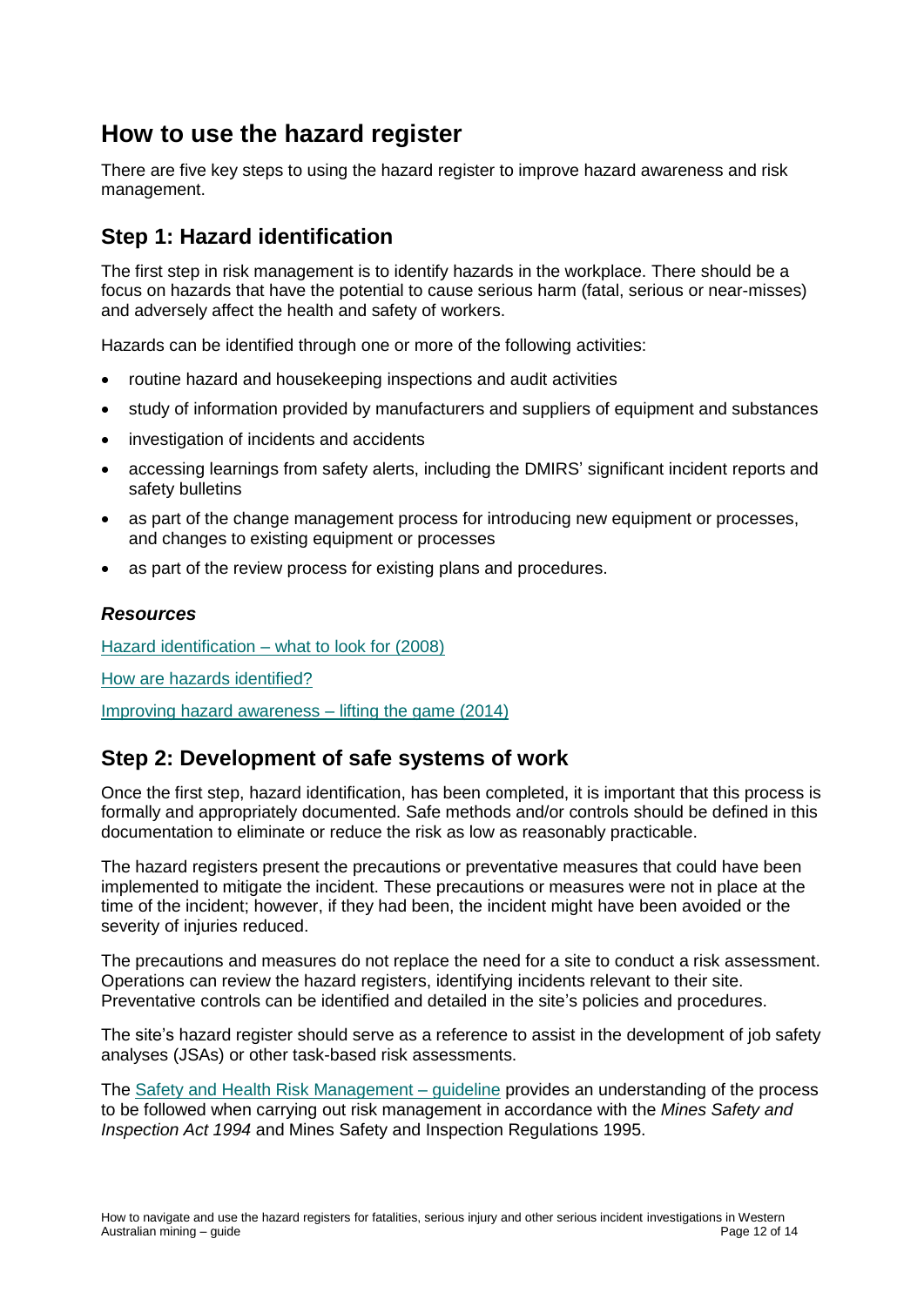## How to use the hazard register

There are five key steps to using the hazard register to improve hazard awareness and risk management.

### Step 1: Hazard identification

The first step in risk management is to identify hazards in the workplace. There should be a focus on hazards that have the potential to cause serious harm (fatal, serious or near-misses) and adversely affect the health and safety of workers.

Hazards can be identified through one or more of the following activities:

- routine hazard and housekeeping inspections and audit activities
- study of information provided by manufacturers and suppliers of equipment and substances
- investigation of incidents and accidents
- accessing learnings from safety alerts, including the DMIRS' significant incident reports and safety bulletins
- as part of the change management process for introducing new equipment or processes, and changes to existing equipment or processes
- as part of the review process for existing plans and procedures.

#### *Resources*

Hazard identification – what to look for (2008)

How are hazards identified?

Improving hazard awareness – lifting the game (2014)

### Step 2: Development of safe systems of work

Once the first step, hazard identification, has been completed, it is important that this process is formally and appropriately documented. Safe methods and/or controls should be defined in this documentation to eliminate or reduce the risk as low as reasonably practicable.

The hazard registers present the precautions or preventative measures that could have been implemented to mitigate the incident. These precautions or measures were not in place at the time of the incident; however, if they had been, the incident might have been avoided or the severity of injuries reduced.

The precautions and measures do not replace the need for a site to conduct a risk assessment. Operations can review the hazard registers, identifying incidents relevant to their site. Preventative controls can be identified and detailed in the site's policies and procedures.

The site's hazard register should serve as a reference to assist in the development of job safety analyses (JSAs) or other task-based risk assessments.

The Safety and Health Risk Management – guideline provides an understanding of the process to be followed when carrying out risk management in accordance with the *Mines Safety and Inspection Act 1994* and Mines Safety and Inspection Regulations 1995.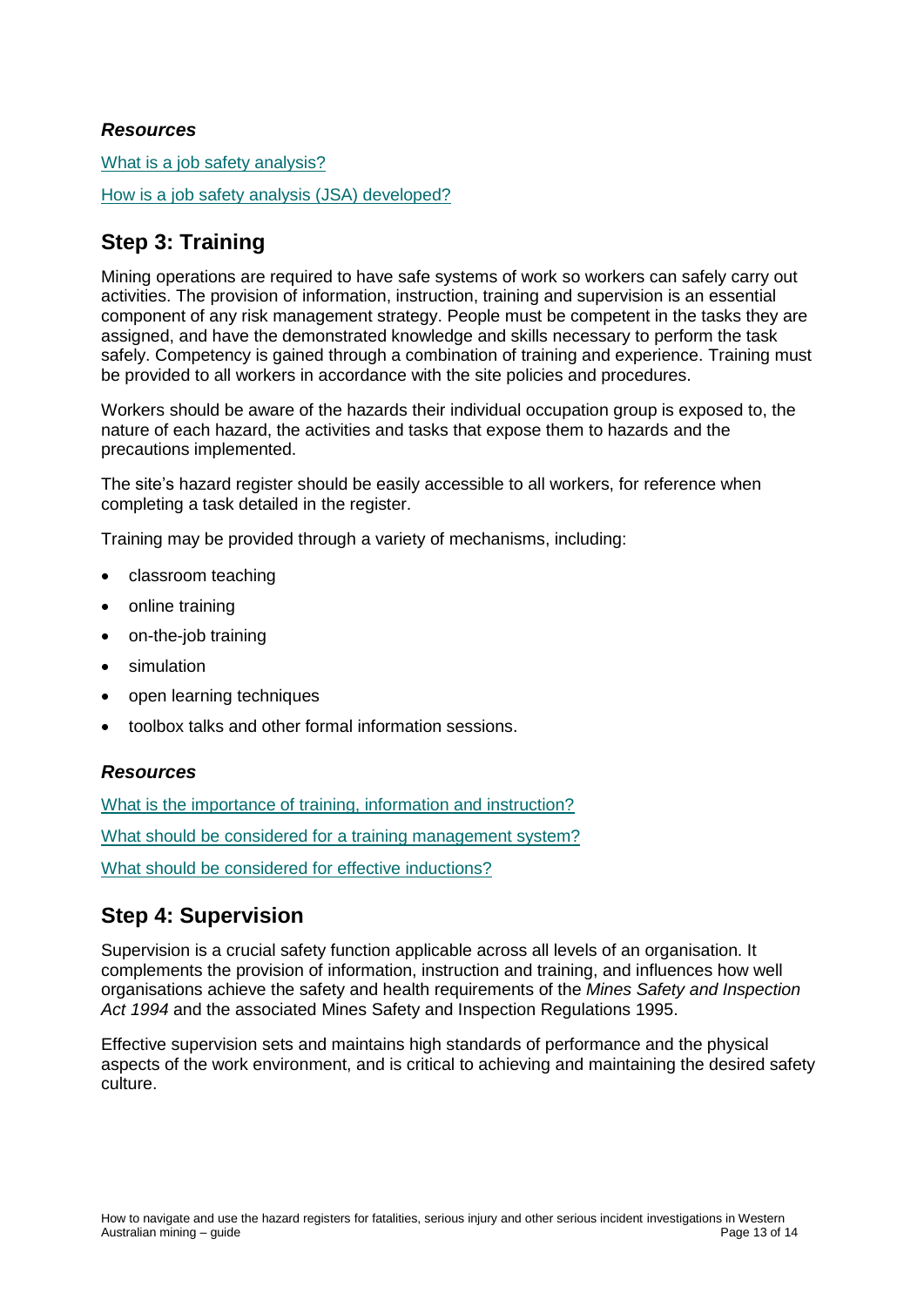### *Resources*

What is a job safety analysis?

How is a job safety analysis (JSA) developed?

## Step 3: Training

Mining operations are required to have safe systems of work so workers can safely carry out activities. The provision of information, instruction, training and supervision is an essential component of any risk management strategy. People must be competent in the tasks they are assigned, and have the demonstrated knowledge and skills necessary to perform the task safely. Competency is gained through a combination of training and experience. Training must be provided to all workers in accordance with the site policies and procedures.

Workers should be aware of the hazards their individual occupation group is exposed to, the nature of each hazard, the activities and tasks that expose them to hazards and the precautions implemented.

The site's hazard register should be easily accessible to all workers, for reference when completing a task detailed in the register.

Training may be provided through a variety of mechanisms, including:

- classroom teaching
- online training
- on-the-job training
- simulation
- open learning techniques
- toolbox talks and other formal information sessions.

### *Resources*

What is the importance of training, information and instruction?

What should be considered for a training management system?

What should be considered for effective inductions?

## Step 4: Supervision

Supervision is a crucial safety function applicable across all levels of an organisation. It complements the provision of information, instruction and training, and influences how well organisations achieve the safety and health requirements of the *Mines Safety and Inspection Act 1994* and the associated Mines Safety and Inspection Regulations 1995.

Effective supervision sets and maintains high standards of performance and the physical aspects of the work environment, and is critical to achieving and maintaining the desired safety culture.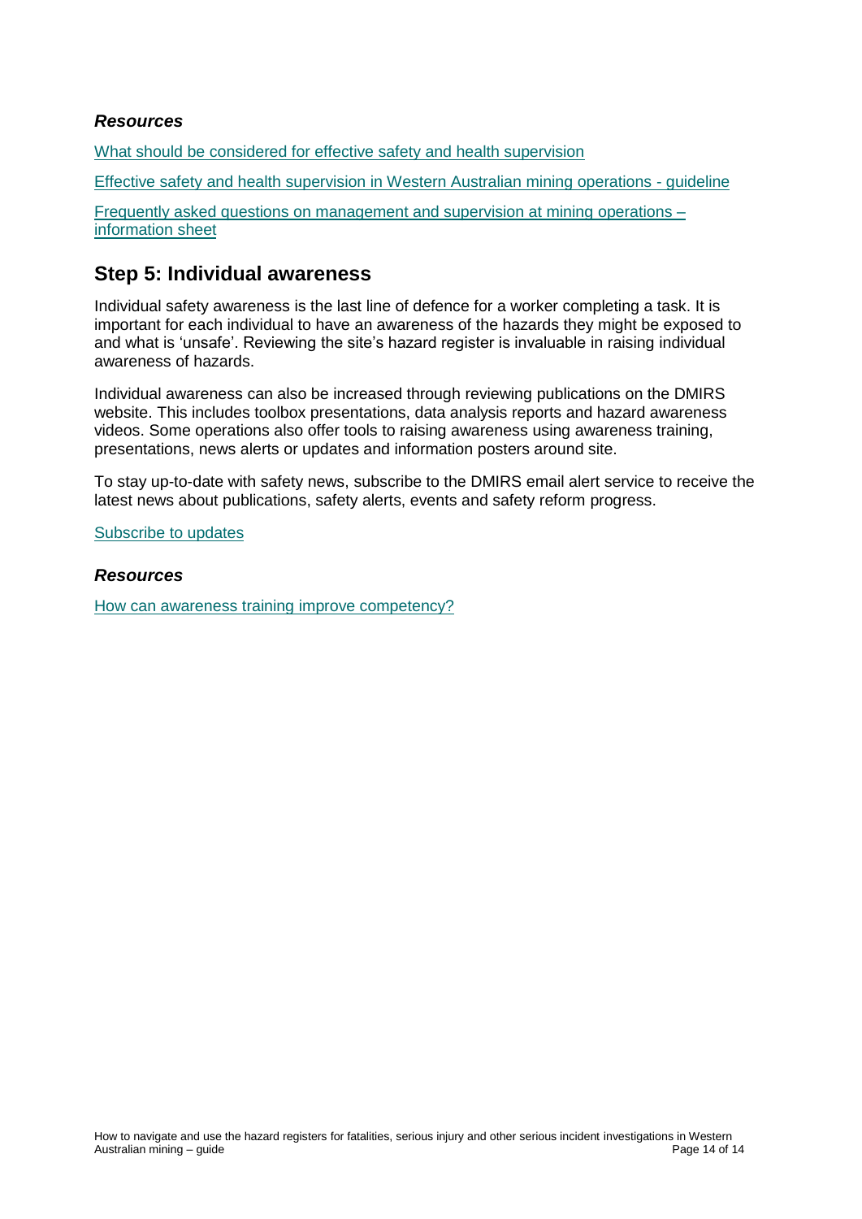### *Resources*

What should be considered for effective safety and health supervision

Effective safety and health supervision in Western Australian mining operations - guideline

Frequently asked questions on management and supervision at mining operations – information sheet

## Step 5: Individual awareness

Individual safety awareness is the last line of defence for a worker completing a task. It is important for each individual to have an awareness of the hazards they might be exposed to and what is 'unsafe'. Reviewing the site's hazard register is invaluable in raising individual awareness of hazards.

Individual awareness can also be increased through reviewing publications on the DMIRS website. This includes toolbox presentations, data analysis reports and hazard awareness videos. Some operations also offer tools to raising awareness using awareness training, presentations, news alerts or updates and information posters around site.

To stay up-to-date with safety news, subscribe to the DMIRS email alert service to receive the latest news about publications, safety alerts, events and safety reform progress.

Subscribe to updates

### *Resources*

How can awareness training improve competency?